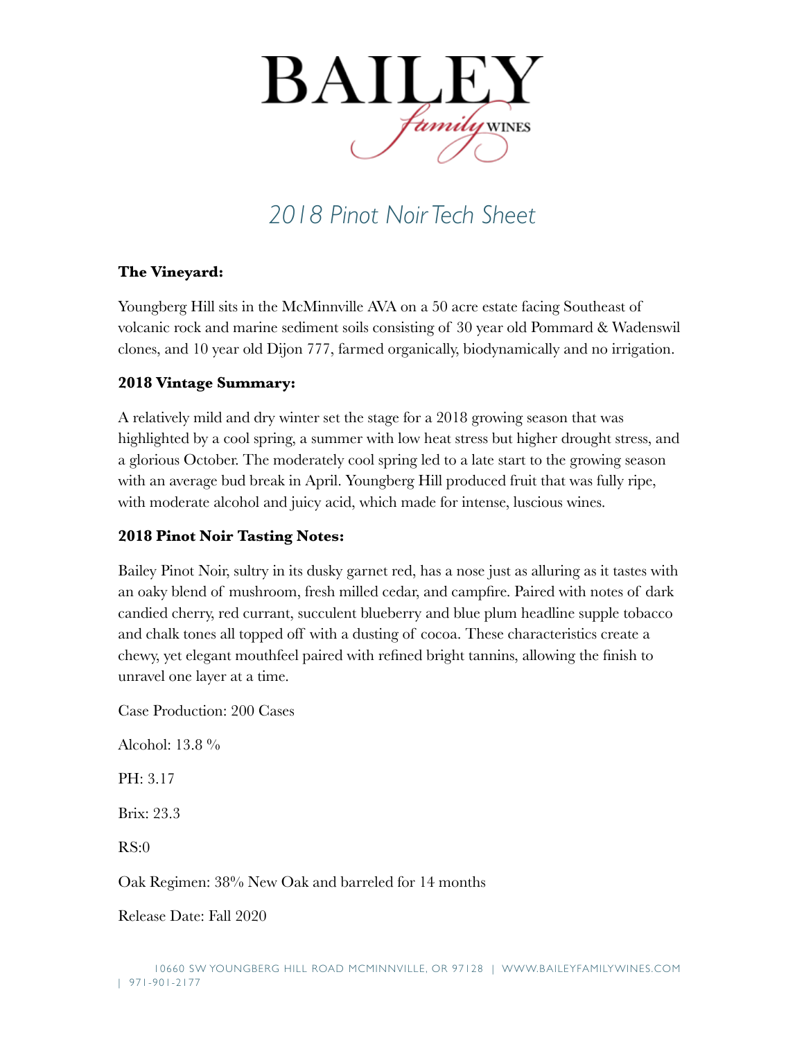# BAILEY *family* WINES

## *2018 Pinot Noir Tech Sheet*

**The Vineyard:**

Youngberg Hill sits in the McMinnville AVA on a 50 acre estate facing Southeast of volcanic rock and marine sediment soils consisting of 30 year old Pommard & Wadenswil clones, and 10 year old Dijon 777, farmed organically, biodynamically and no irrigation.

**2018 Vintage Summary:**

A relatively mild and dry winter set the stage for a 2018 growing season that was highlighted by a cool spring, a summer with low heat stress but higher drought stress, and a glorious October. The moderately cool spring led to a late start to the growing season with an average bud break in April. Youngberg Hill produced fruit that was fully ripe, with moderate alcohol and juicy acid, which made for intense, luscious wines.

**2018 Pinot Noir Tasting Notes:**

Bailey Pinot Noir, sultry in its dusky garnet red, has a nose just as alluring as it tastes with an oaky blend of mushroom, fresh milled cedar, and campfire. Paired with notes of dark candied cherry, red currant, succulent blueberry and blue plum headline supple tobacco and chalk tones all topped off with a dusting of cocoa. These characteristics create a chewy, yet elegant mouthfeel paired with refined bright tannins, allowing the finish to unravel one layer at a time.

Case Production: 200 Cases

Alcohol: 13.8 %

PH: 3.17

Brix: 23.3

RS:0

Oak Regimen: 38% New Oak and barreled for 14 months

Release Date: Fall 2020

10660 SW YOUNGBERG HILL ROAD MCMINNVILLE, OR 97128 | WWW.BAILEYFAMILYWINES.COM | 971-901-2177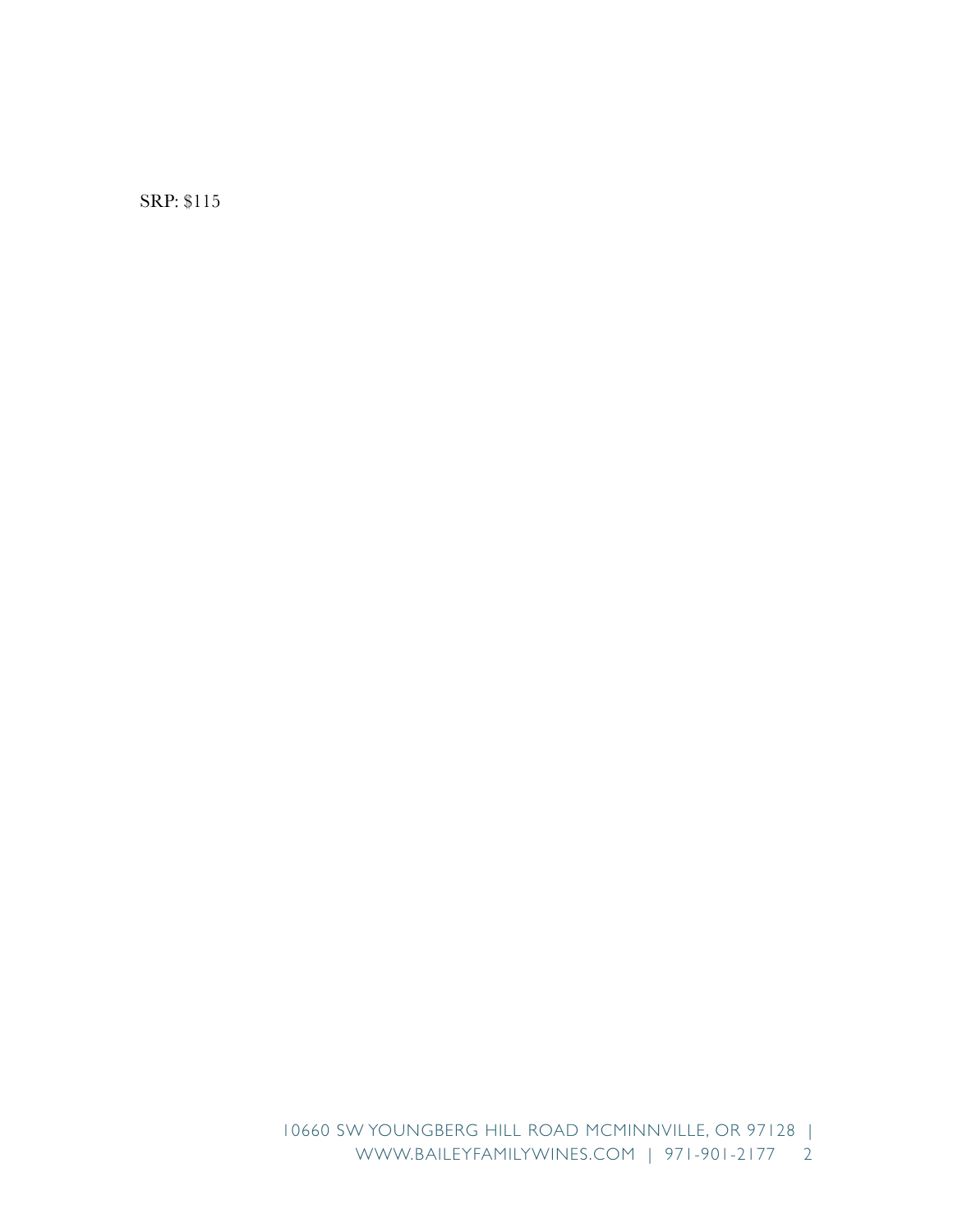SRP: $115